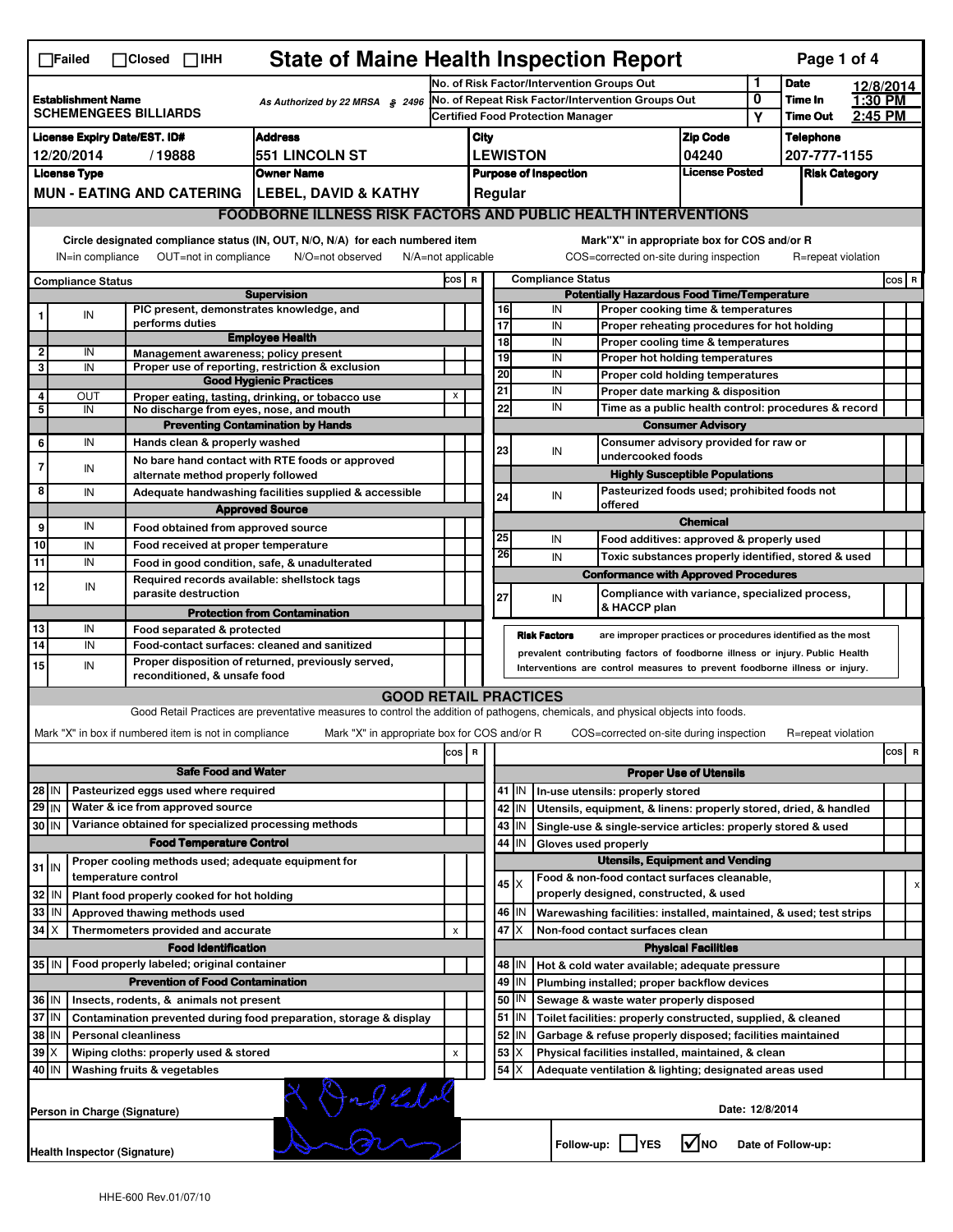☐Failed ☐Closed ☐IHH

# State of Maine Health Inspection Report

| | | |
|---|---|---|
| **Establishment Name**<br>SCHEMENGEES BILLIARDS | As Authorized by 22 MRSA § 2496 | No. of Risk Factor/Intervention Groups Out: 1<br>No. of Repeat Risk Factor/Intervention Groups Out: 0<br>Certified Food Protection Manager: Y |

**Date:** 12/8/2014 **Time In:** 1:30 PM **Time Out:** 2:45 PM

| License Expiry Date/EST. ID# | Address | City | Zip Code | Telephone |
|---|---|---|---|---|
| 12/20/2014 / 19888 | 551 LINCOLN ST | LEWISTON | 04240 | 207-777-1155 |

| License Type | Owner Name | Purpose of Inspection | License Posted | Risk Category |
|---|---|---|---|---|
| MUN - EATING AND CATERING | LEBEL, DAVID & KATHY | Regular | | |

## FOODBORNE ILLNESS RISK FACTORS AND PUBLIC HEALTH INTERVENTIONS

Circle designated compliance status (IN, OUT, N/O, N/A) for each numbered item. IN=in compliance OUT=not in compliance N/O=not observed N/A=not applicable

Mark "X" in appropriate box for COS and/or R. COS=corrected on-site during inspection R=repeat violation

| # | Compliance Status | Item | COS | R |
|---|---|---|---|---|
| | | **Supervision** | | |
| 1 | IN | PIC present, demonstrates knowledge, and performs duties | | |
| | | **Employee Health** | | |
| 2 | IN | Management awareness; policy present | | |
| 3 | IN | Proper use of reporting, restriction & exclusion | | |
| | | **Good Hygienic Practices** | | |
| 4 | OUT | Proper eating, tasting, drinking, or tobacco use | x | |
| 5 | IN | No discharge from eyes, nose, and mouth | | |
| | | **Preventing Contamination by Hands** | | |
| 6 | IN | Hands clean & properly washed | | |
| 7 | IN | No bare hand contact with RTE foods or approved alternate method properly followed | | |
| 8 | IN | Adequate handwashing facilities supplied & accessible | | |
| | | **Approved Source** | | |
| 9 | IN | Food obtained from approved source | | |
| 10 | IN | Food received at proper temperature | | |
| 11 | IN | Food in good condition, safe, & unadulterated | | |
| 12 | IN | Required records available: shellstock tags parasite destruction | | |
| | | **Protection from Contamination** | | |
| 13 | IN | Food separated & protected | | |
| 14 | IN | Food-contact surfaces: cleaned and sanitized | | |
| 15 | IN | Proper disposition of returned, previously served, reconditioned, & unsafe food | | |
| | | **Potentially Hazardous Food Time/Temperature** | | |
| 16 | IN | Proper cooking time & temperatures | | |
| 17 | IN | Proper reheating procedures for hot holding | | |
| 18 | IN | Proper cooling time & temperatures | | |
| 19 | IN | Proper hot holding temperatures | | |
| 20 | IN | Proper cold holding temperatures | | |
| 21 | IN | Proper date marking & disposition | | |
| 22 | IN | Time as a public health control: procedures & record | | |
| | | **Consumer Advisory** | | |
| 23 | IN | Consumer advisory provided for raw or undercooked foods | | |
| | | **Highly Susceptible Populations** | | |
| 24 | IN | Pasteurized foods used; prohibited foods not offered | | |
| | | **Chemical** | | |
| 25 | IN | Food additives: approved & properly used | | |
| 26 | IN | Toxic substances properly identified, stored & used | | |
| | | **Conformance with Approved Procedures** | | |
| 27 | IN | Compliance with variance, specialized process, & HACCP plan | | |

**Risk Factors** are improper practices or procedures identified as the most prevalent contributing factors of foodborne illness or injury. Public Health Interventions are control measures to prevent foodborne illness or injury.

## GOOD RETAIL PRACTICES

Good Retail Practices are preventative measures to control the addition of pathogens, chemicals, and physical objects into foods.

Mark "X" in box if numbered item is not in compliance. Mark "X" in appropriate box for COS and/or R. COS=corrected on-site during inspection R=repeat violation

| # | Status | Item | COS | R |
|---|---|---|---|---|
| | | **Safe Food and Water** | | |
| 28 | IN | Pasteurized eggs used where required | | |
| 29 | IN | Water & ice from approved source | | |
| 30 | IN | Variance obtained for specialized processing methods | | |
| | | **Food Temperature Control** | | |
| 31 | IN | Proper cooling methods used; adequate equipment for temperature control | | |
| 32 | IN | Plant food properly cooked for hot holding | | |
| 33 | IN | Approved thawing methods used | | |
| 34 | X | Thermometers provided and accurate | x | |
| | | **Food Identification** | | |
| 35 | IN | Food properly labeled; original container | | |
| | | **Prevention of Food Contamination** | | |
| 36 | IN | Insects, rodents, & animals not present | | |
| 37 | IN | Contamination prevented during food preparation, storage & display | | |
| 38 | IN | Personal cleanliness | | |
| 39 | X | Wiping cloths: properly used & stored | x | |
| 40 | IN | Washing fruits & vegetables | | |
| | | **Proper Use of Utensils** | | |
| 41 | IN | In-use utensils: properly stored | | |
| 42 | IN | Utensils, equipment, & linens: properly stored, dried, & handled | | |
| 43 | IN | Single-use & single-service articles: properly stored & used | | |
| 44 | IN | Gloves used properly | | |
| | | **Utensils, Equipment and Vending** | | |
| 45 | X | Food & non-food contact surfaces cleanable, properly designed, constructed, & used | | x |
| 46 | IN | Warewashing facilities: installed, maintained, & used; test strips | | |
| 47 | X | Non-food contact surfaces clean | | |
| | | **Physical Facilities** | | |
| 48 | IN | Hot & cold water available; adequate pressure | | |
| 49 | IN | Plumbing installed; proper backflow devices | | |
| 50 | IN | Sewage & waste water properly disposed | | |
| 51 | IN | Toilet facilities: properly constructed, supplied, & cleaned | | |
| 52 | IN | Garbage & refuse properly disposed; facilities maintained | | |
| 53 | X | Physical facilities installed, maintained, & clean | | |
| 54 | X | Adequate ventilation & lighting; designated areas used | | |

Person in Charge (Signature): [signature]

Date: 12/8/2014

Health Inspector (Signature): [signature]

Follow-up: ☐ YES ☑ NO Date of Follow-up:

HHE-600 Rev.01/07/10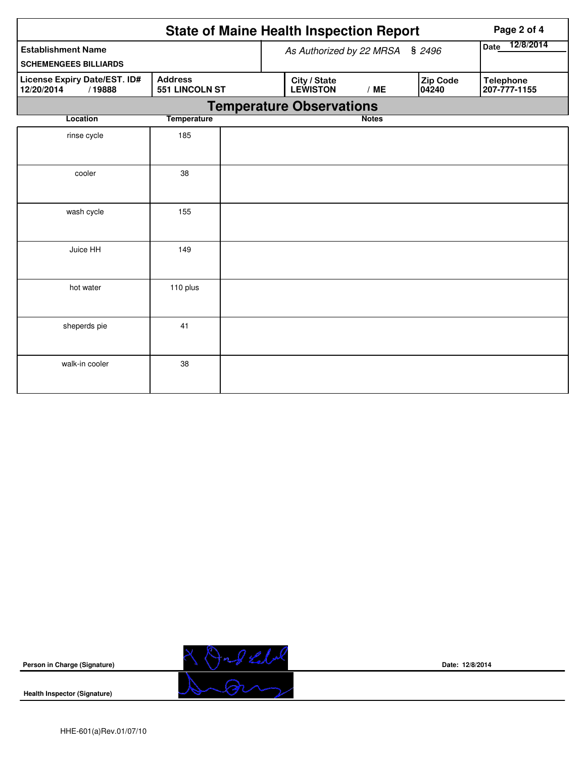# State of Maine Health Inspection Report

| Establishment Name | As Authorized by 22 MRSA § 2496 | Date 12/8/2014 |
|---|---|---|
| SCHEMENGEES BILLIARDS | | |

| License Expiry Date/EST. ID# | Address | City / State | Zip Code | Telephone |
|---|---|---|---|---|
| 12/20/2014 / 19888 | 551 LINCOLN ST | LEWISTON / ME | 04240 | 207-777-1155 |

## Temperature Observations

| Location | Temperature | Notes |
|---|---|---|
| rinse cycle | 185 | |
| cooler | 38 | |
| wash cycle | 155 | |
| Juice HH | 149 | |
| hot water | 110 plus | |
| sheperds pie | 41 | |
| walk-in cooler | 38 | |

Person in Charge (Signature)

Date: 12/8/2014

Health Inspector (Signature)

HHE-601(a)Rev.01/07/10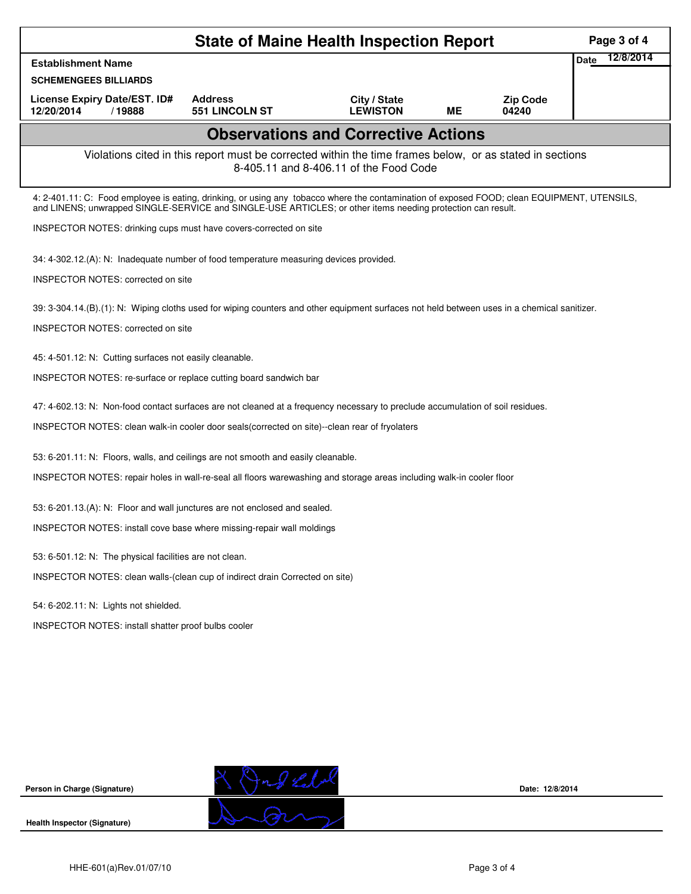# State of Maine Health Inspection Report

| Establishment Name | | | | | Date 12/8/2014 |
|---|---|---|---|---|---|
| SCHEMENGEES BILLIARDS | | | | | |
| License Expiry Date/EST. ID# | Address | City / State | | Zip Code | |
| 12/20/2014 / 19888 | 551 LINCOLN ST | LEWISTON | ME | 04240 | |

## Observations and Corrective Actions

Violations cited in this report must be corrected within the time frames below, or as stated in sections 8-405.11 and 8-406.11 of the Food Code

4: 2-401.11: C: Food employee is eating, drinking, or using any tobacco where the contamination of exposed FOOD; clean EQUIPMENT, UTENSILS, and LINENS; unwrapped SINGLE-SERVICE and SINGLE-USE ARTICLES; or other items needing protection can result.

INSPECTOR NOTES: drinking cups must have covers-corrected on site

34: 4-302.12.(A): N: Inadequate number of food temperature measuring devices provided.

INSPECTOR NOTES: corrected on site

39: 3-304.14.(B).(1): N: Wiping cloths used for wiping counters and other equipment surfaces not held between uses in a chemical sanitizer.

INSPECTOR NOTES: corrected on site

45: 4-501.12: N: Cutting surfaces not easily cleanable.

INSPECTOR NOTES: re-surface or replace cutting board sandwich bar

47: 4-602.13: N: Non-food contact surfaces are not cleaned at a frequency necessary to preclude accumulation of soil residues.

INSPECTOR NOTES: clean walk-in cooler door seals(corrected on site)--clean rear of fryolaters

53: 6-201.11: N: Floors, walls, and ceilings are not smooth and easily cleanable.

INSPECTOR NOTES: repair holes in wall-re-seal all floors warewashing and storage areas including walk-in cooler floor

53: 6-201.13.(A): N: Floor and wall junctures are not enclosed and sealed.

INSPECTOR NOTES: install cove base where missing-repair wall moldings

53: 6-501.12: N: The physical facilities are not clean.

INSPECTOR NOTES: clean walls-(clean cup of indirect drain Corrected on site)

54: 6-202.11: N: Lights not shielded.

INSPECTOR NOTES: install shatter proof bulbs cooler

**Person in Charge (Signature)** Date: 12/8/2014

**Health Inspector (Signature)**

HHE-601(a)Rev.01/07/10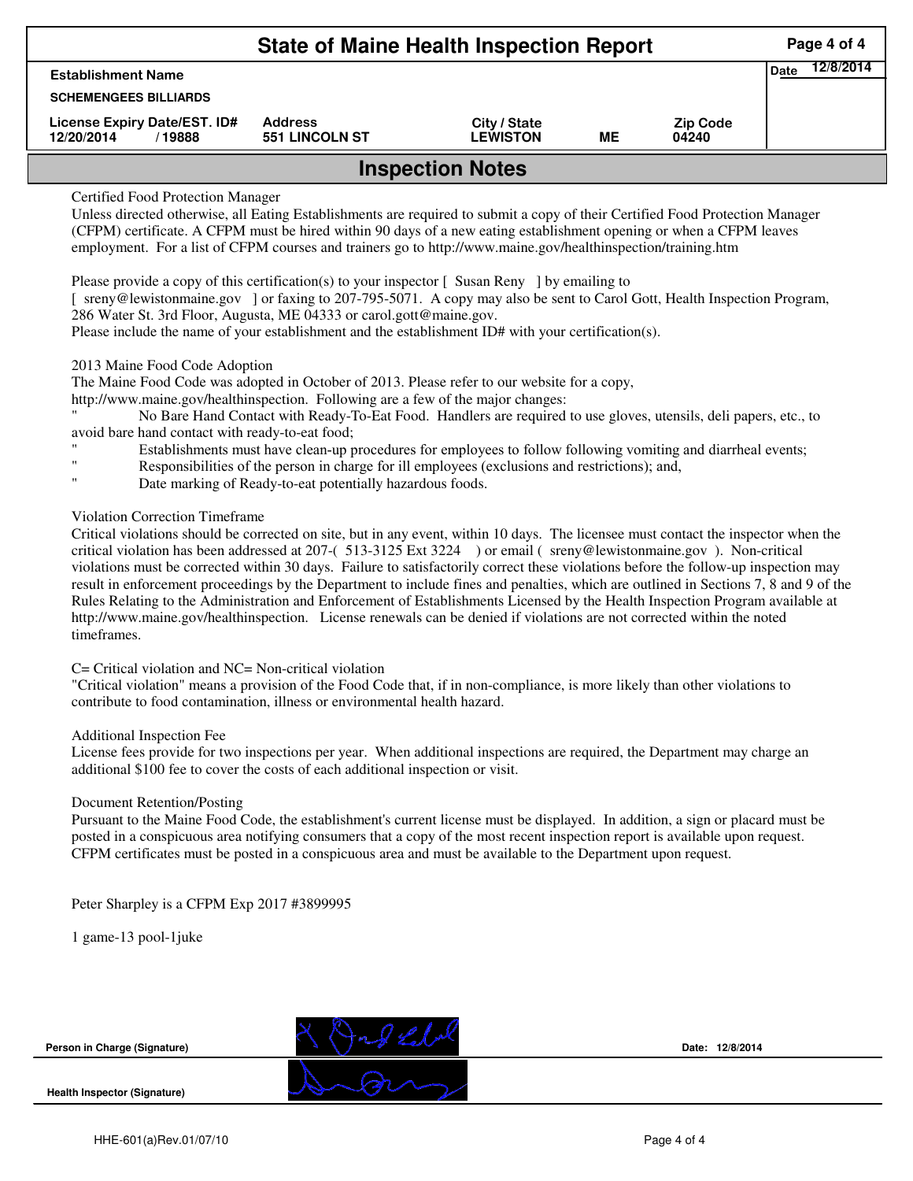# State of Maine Health Inspection Report

| Establishment Name | | | | | Date 12/8/2014 |
|---|---|---|---|---|---|
| SCHEMENGEES BILLIARDS | | | | | |
| License Expiry Date/EST. ID# | Address | City / State | | Zip Code | |
| 12/20/2014 / 19888 | 551 LINCOLN ST | LEWISTON | ME | 04240 | |

## Inspection Notes

Certified Food Protection Manager

Unless directed otherwise, all Eating Establishments are required to submit a copy of their Certified Food Protection Manager (CFPM) certificate. A CFPM must be hired within 90 days of a new eating establishment opening or when a CFPM leaves employment. For a list of CFPM courses and trainers go to http://www.maine.gov/healthinspection/training.htm

Please provide a copy of this certification(s) to your inspector [ Susan Reny ] by emailing to [ sreny@lewistonmaine.gov ] or faxing to 207-795-5071. A copy may also be sent to Carol Gott, Health Inspection Program, 286 Water St. 3rd Floor, Augusta, ME 04333 or carol.gott@maine.gov.

Please include the name of your establishment and the establishment ID# with your certification(s).

2013 Maine Food Code Adoption

The Maine Food Code was adopted in October of 2013. Please refer to our website for a copy, http://www.maine.gov/healthinspection. Following are a few of the major changes:

" No Bare Hand Contact with Ready-To-Eat Food. Handlers are required to use gloves, utensils, deli papers, etc., to avoid bare hand contact with ready-to-eat food;

" Establishments must have clean-up procedures for employees to follow following vomiting and diarrheal events;

" Responsibilities of the person in charge for ill employees (exclusions and restrictions); and,

" Date marking of Ready-to-eat potentially hazardous foods.

Violation Correction Timeframe

Critical violations should be corrected on site, but in any event, within 10 days. The licensee must contact the inspector when the critical violation has been addressed at 207-( 513-3125 Ext 3224 ) or email ( sreny@lewistonmaine.gov ). Non-critical violations must be corrected within 30 days. Failure to satisfactorily correct these violations before the follow-up inspection may result in enforcement proceedings by the Department to include fines and penalties, which are outlined in Sections 7, 8 and 9 of the Rules Relating to the Administration and Enforcement of Establishments Licensed by the Health Inspection Program available at http://www.maine.gov/healthinspection. License renewals can be denied if violations are not corrected within the noted timeframes.

C= Critical violation and NC= Non-critical violation

"Critical violation" means a provision of the Food Code that, if in non-compliance, is more likely than other violations to contribute to food contamination, illness or environmental health hazard.

Additional Inspection Fee

License fees provide for two inspections per year. When additional inspections are required, the Department may charge an additional $100 fee to cover the costs of each additional inspection or visit.

Document Retention/Posting

Pursuant to the Maine Food Code, the establishment's current license must be displayed. In addition, a sign or placard must be posted in a conspicuous area notifying consumers that a copy of the most recent inspection report is available upon request. CFPM certificates must be posted in a conspicuous area and must be available to the Department upon request.

Peter Sharpley is a CFPM Exp 2017 #3899995

1 game-13 pool-1juke

Person in Charge (Signature) — Date: 12/8/2014

Health Inspector (Signature)

HHE-601(a)Rev.01/07/10